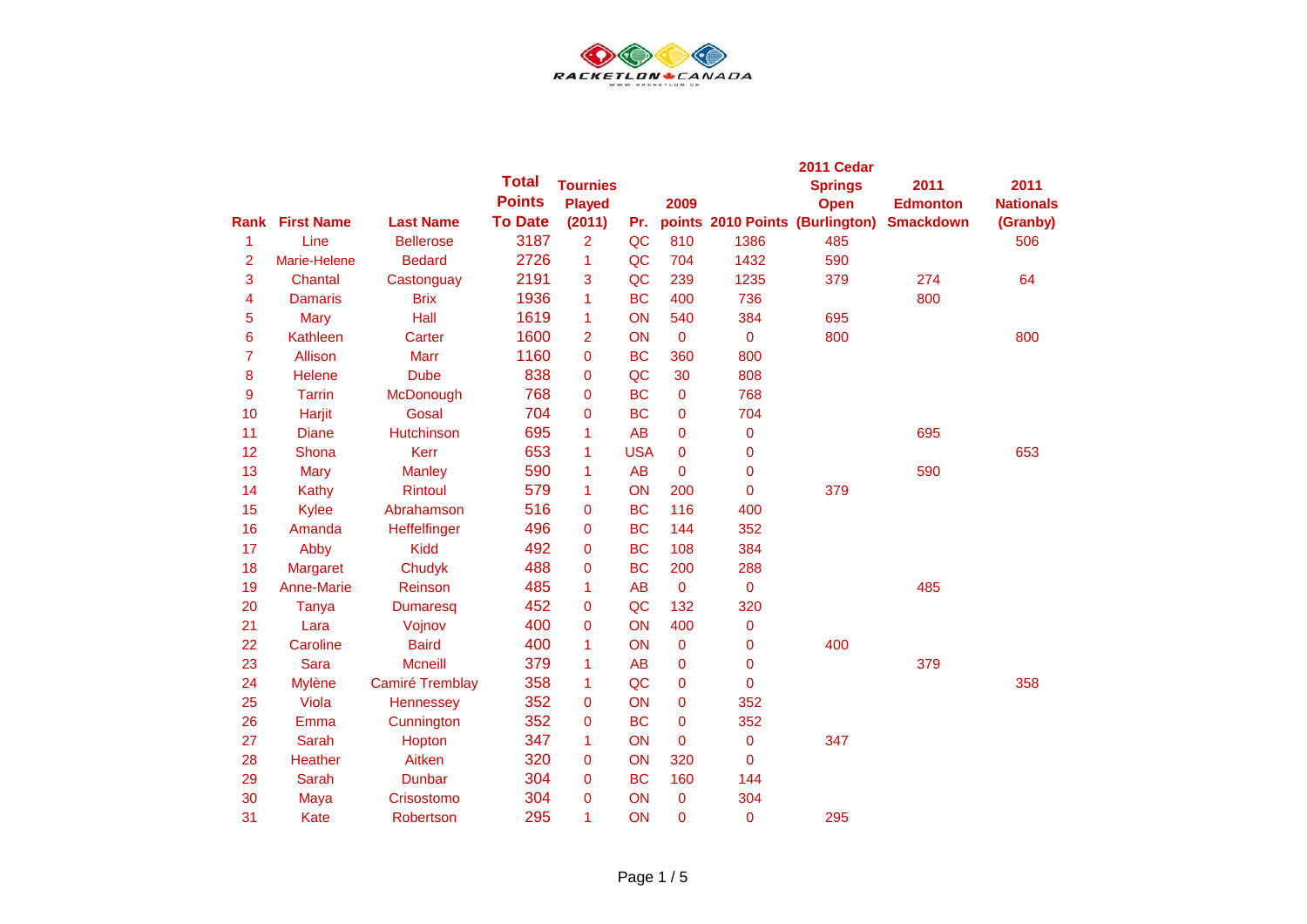RACKETLON CANADA

WWW.RACKETLON.CA

| Rank | First Name | Last Name | Total Points To Date | Tournies Played (2011) | Pr. | 2009 points | 2010 Points | 2011 Cedar Springs Open (Burlington) | 2011 Edmonton Smackdown | 2011 Nationals (Granby) |
|---|---|---|---|---|---|---|---|---|---|---|
| 1 | Line | Bellerose | 3187 | 2 | QC | 810 | 1386 | 485 | | 506 |
| 2 | Marie-Helene | Bedard | 2726 | 1 | QC | 704 | 1432 | 590 | | |
| 3 | Chantal | Castonguay | 2191 | 3 | QC | 239 | 1235 | 379 | 274 | 64 |
| 4 | Damaris | Brix | 1936 | 1 | BC | 400 | 736 | | 800 | |
| 5 | Mary | Hall | 1619 | 1 | ON | 540 | 384 | 695 | | |
| 6 | Kathleen | Carter | 1600 | 2 | ON | 0 | 0 | 800 | | 800 |
| 7 | Allison | Marr | 1160 | 0 | BC | 360 | 800 | | | |
| 8 | Helene | Dube | 838 | 0 | QC | 30 | 808 | | | |
| 9 | Tarrin | McDonough | 768 | 0 | BC | 0 | 768 | | | |
| 10 | Harjit | Gosal | 704 | 0 | BC | 0 | 704 | | | |
| 11 | Diane | Hutchinson | 695 | 1 | AB | 0 | 0 | | 695 | |
| 12 | Shona | Kerr | 653 | 1 | USA | 0 | 0 | | | 653 |
| 13 | Mary | Manley | 590 | 1 | AB | 0 | 0 | | 590 | |
| 14 | Kathy | Rintoul | 579 | 1 | ON | 200 | 0 | 379 | | |
| 15 | Kylee | Abrahamson | 516 | 0 | BC | 116 | 400 | | | |
| 16 | Amanda | Heffelfinger | 496 | 0 | BC | 144 | 352 | | | |
| 17 | Abby | Kidd | 492 | 0 | BC | 108 | 384 | | | |
| 18 | Margaret | Chudyk | 488 | 0 | BC | 200 | 288 | | | |
| 19 | Anne-Marie | Reinson | 485 | 1 | AB | 0 | 0 | | 485 | |
| 20 | Tanya | Dumaresq | 452 | 0 | QC | 132 | 320 | | | |
| 21 | Lara | Vojnov | 400 | 0 | ON | 400 | 0 | | | |
| 22 | Caroline | Baird | 400 | 1 | ON | 0 | 0 | 400 | | |
| 23 | Sara | Mcneill | 379 | 1 | AB | 0 | 0 | | 379 | |
| 24 | Mylène | Camiré Tremblay | 358 | 1 | QC | 0 | 0 | | | 358 |
| 25 | Viola | Hennessey | 352 | 0 | ON | 0 | 352 | | | |
| 26 | Emma | Cunnington | 352 | 0 | BC | 0 | 352 | | | |
| 27 | Sarah | Hopton | 347 | 1 | ON | 0 | 0 | 347 | | |
| 28 | Heather | Aitken | 320 | 0 | ON | 320 | 0 | | | |
| 29 | Sarah | Dunbar | 304 | 0 | BC | 160 | 144 | | | |
| 30 | Maya | Crisostomo | 304 | 0 | ON | 0 | 304 | | | |
| 31 | Kate | Robertson | 295 | 1 | ON | 0 | 0 | 295 | | |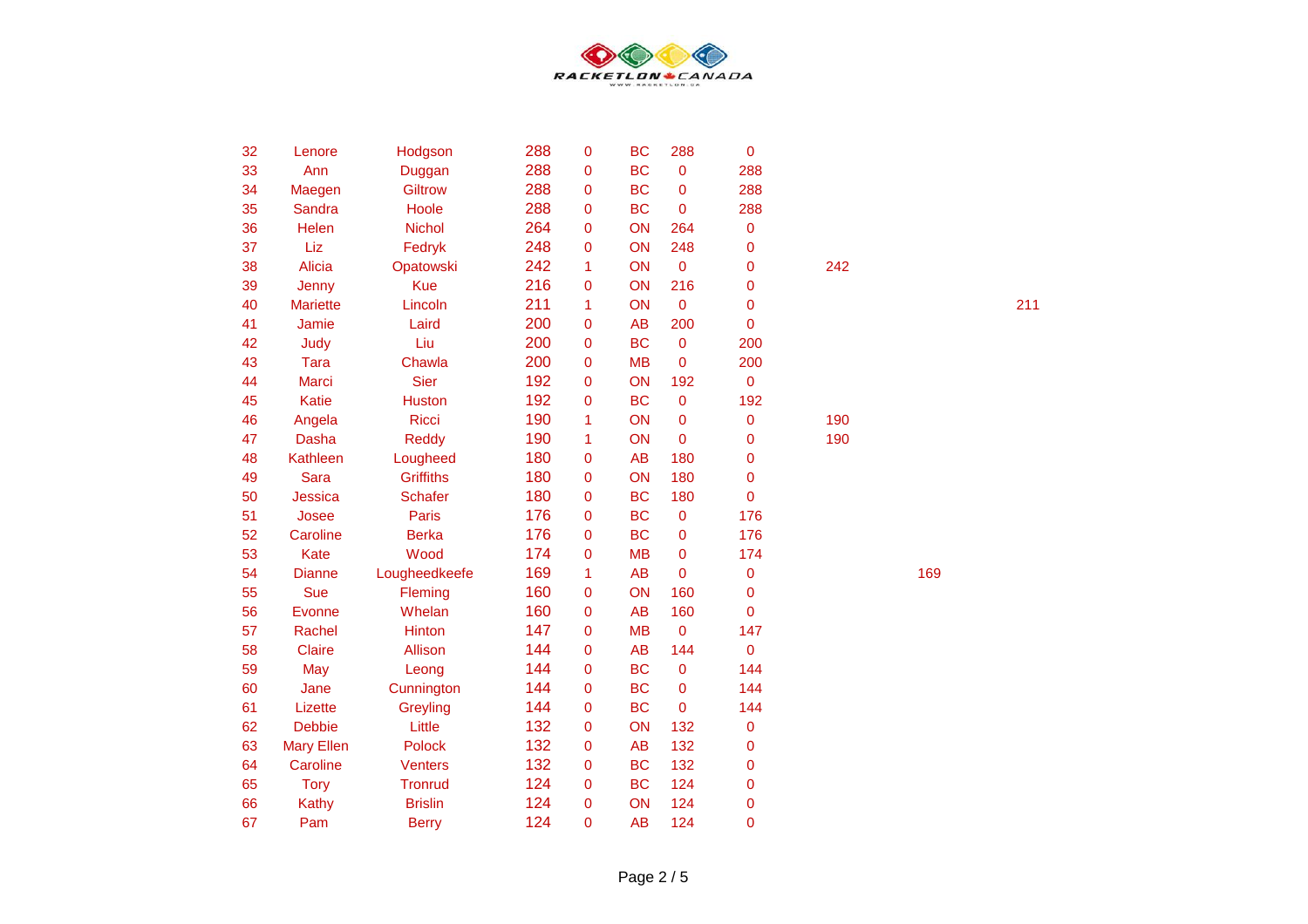| | | | | | | | | | | |
|---|---|---|---|---|---|---|---|---|---|---|
| 32 | Lenore | Hodgson | 288 | 0 | BC | 288 | 0 | | | |
| 33 | Ann | Duggan | 288 | 0 | BC | 0 | 288 | | | |
| 34 | Maegen | Giltrow | 288 | 0 | BC | 0 | 288 | | | |
| 35 | Sandra | Hoole | 288 | 0 | BC | 0 | 288 | | | |
| 36 | Helen | Nichol | 264 | 0 | ON | 264 | 0 | | | |
| 37 | Liz | Fedryk | 248 | 0 | ON | 248 | 0 | | | |
| 38 | Alicia | Opatowski | 242 | 1 | ON | 0 | 0 | 242 | | |
| 39 | Jenny | Kue | 216 | 0 | ON | 216 | 0 | | | |
| 40 | Mariette | Lincoln | 211 | 1 | ON | 0 | 0 | | | 211 |
| 41 | Jamie | Laird | 200 | 0 | AB | 200 | 0 | | | |
| 42 | Judy | Liu | 200 | 0 | BC | 0 | 200 | | | |
| 43 | Tara | Chawla | 200 | 0 | MB | 0 | 200 | | | |
| 44 | Marci | Sier | 192 | 0 | ON | 192 | 0 | | | |
| 45 | Katie | Huston | 192 | 0 | BC | 0 | 192 | | | |
| 46 | Angela | Ricci | 190 | 1 | ON | 0 | 0 | 190 | | |
| 47 | Dasha | Reddy | 190 | 1 | ON | 0 | 0 | 190 | | |
| 48 | Kathleen | Lougheed | 180 | 0 | AB | 180 | 0 | | | |
| 49 | Sara | Griffiths | 180 | 0 | ON | 180 | 0 | | | |
| 50 | Jessica | Schafer | 180 | 0 | BC | 180 | 0 | | | |
| 51 | Josee | Paris | 176 | 0 | BC | 0 | 176 | | | |
| 52 | Caroline | Berka | 176 | 0 | BC | 0 | 176 | | | |
| 53 | Kate | Wood | 174 | 0 | MB | 0 | 174 | | | |
| 54 | Dianne | Lougheedkeefe | 169 | 1 | AB | 0 | 0 | | 169 | |
| 55 | Sue | Fleming | 160 | 0 | ON | 160 | 0 | | | |
| 56 | Evonne | Whelan | 160 | 0 | AB | 160 | 0 | | | |
| 57 | Rachel | Hinton | 147 | 0 | MB | 0 | 147 | | | |
| 58 | Claire | Allison | 144 | 0 | AB | 144 | 0 | | | |
| 59 | May | Leong | 144 | 0 | BC | 0 | 144 | | | |
| 60 | Jane | Cunnington | 144 | 0 | BC | 0 | 144 | | | |
| 61 | Lizette | Greyling | 144 | 0 | BC | 0 | 144 | | | |
| 62 | Debbie | Little | 132 | 0 | ON | 132 | 0 | | | |
| 63 | Mary Ellen | Polock | 132 | 0 | AB | 132 | 0 | | | |
| 64 | Caroline | Venters | 132 | 0 | BC | 132 | 0 | | | |
| 65 | Tory | Tronrud | 124 | 0 | BC | 124 | 0 | | | |
| 66 | Kathy | Brislin | 124 | 0 | ON | 124 | 0 | | | |
| 67 | Pam | Berry | 124 | 0 | AB | 124 | 0 | | | |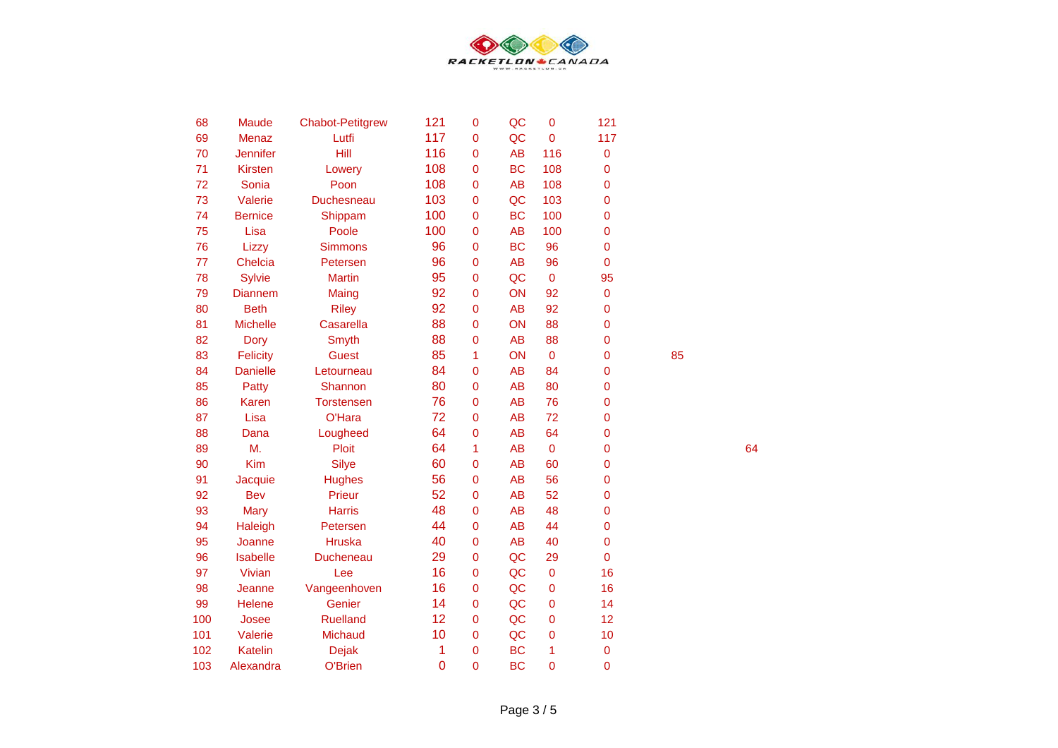| | | | | | | | | | |
|---|---|---|---|---|---|---|---|---|---|
| 68 | Maude | Chabot-Petitgrew | 121 | 0 | QC | 0 | 121 | | |
| 69 | Menaz | Lutfi | 117 | 0 | QC | 0 | 117 | | |
| 70 | Jennifer | Hill | 116 | 0 | AB | 116 | 0 | | |
| 71 | Kirsten | Lowery | 108 | 0 | BC | 108 | 0 | | |
| 72 | Sonia | Poon | 108 | 0 | AB | 108 | 0 | | |
| 73 | Valerie | Duchesneau | 103 | 0 | QC | 103 | 0 | | |
| 74 | Bernice | Shippam | 100 | 0 | BC | 100 | 0 | | |
| 75 | Lisa | Poole | 100 | 0 | AB | 100 | 0 | | |
| 76 | Lizzy | Simmons | 96 | 0 | BC | 96 | 0 | | |
| 77 | Chelcia | Petersen | 96 | 0 | AB | 96 | 0 | | |
| 78 | Sylvie | Martin | 95 | 0 | QC | 0 | 95 | | |
| 79 | Diannem | Maing | 92 | 0 | ON | 92 | 0 | | |
| 80 | Beth | Riley | 92 | 0 | AB | 92 | 0 | | |
| 81 | Michelle | Casarella | 88 | 0 | ON | 88 | 0 | | |
| 82 | Dory | Smyth | 88 | 0 | AB | 88 | 0 | | |
| 83 | Felicity | Guest | 85 | 1 | ON | 0 | 0 | 85 | |
| 84 | Danielle | Letourneau | 84 | 0 | AB | 84 | 0 | | |
| 85 | Patty | Shannon | 80 | 0 | AB | 80 | 0 | | |
| 86 | Karen | Torstensen | 76 | 0 | AB | 76 | 0 | | |
| 87 | Lisa | O'Hara | 72 | 0 | AB | 72 | 0 | | |
| 88 | Dana | Lougheed | 64 | 0 | AB | 64 | 0 | | |
| 89 | M. | Ploit | 64 | 1 | AB | 0 | 0 | | 64 |
| 90 | Kim | Silye | 60 | 0 | AB | 60 | 0 | | |
| 91 | Jacquie | Hughes | 56 | 0 | AB | 56 | 0 | | |
| 92 | Bev | Prieur | 52 | 0 | AB | 52 | 0 | | |
| 93 | Mary | Harris | 48 | 0 | AB | 48 | 0 | | |
| 94 | Haleigh | Petersen | 44 | 0 | AB | 44 | 0 | | |
| 95 | Joanne | Hruska | 40 | 0 | AB | 40 | 0 | | |
| 96 | Isabelle | Ducheneau | 29 | 0 | QC | 29 | 0 | | |
| 97 | Vivian | Lee | 16 | 0 | QC | 0 | 16 | | |
| 98 | Jeanne | Vangeenhoven | 16 | 0 | QC | 0 | 16 | | |
| 99 | Helene | Genier | 14 | 0 | QC | 0 | 14 | | |
| 100 | Josee | Ruelland | 12 | 0 | QC | 0 | 12 | | |
| 101 | Valerie | Michaud | 10 | 0 | QC | 0 | 10 | | |
| 102 | Katelin | Dejak | 1 | 0 | BC | 1 | 0 | | |
| 103 | Alexandra | O'Brien | 0 | 0 | BC | 0 | 0 | | |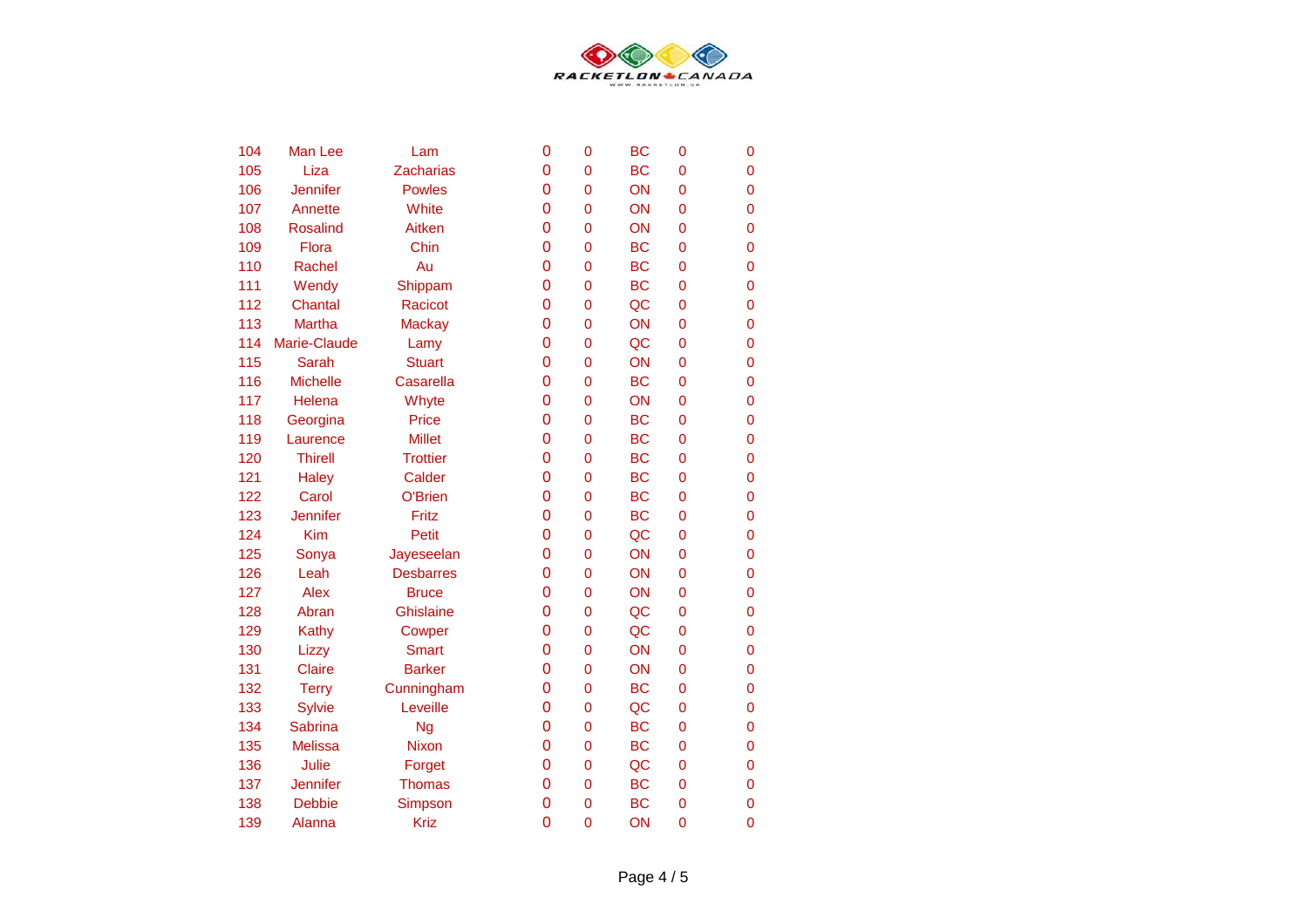RACKETLON CANADA

| | | | | | | | |
|---|---|---|---|---|---|---|---|
| 104 | Man Lee | Lam | 0 | 0 | BC | 0 | 0 |
| 105 | Liza | Zacharias | 0 | 0 | BC | 0 | 0 |
| 106 | Jennifer | Powles | 0 | 0 | ON | 0 | 0 |
| 107 | Annette | White | 0 | 0 | ON | 0 | 0 |
| 108 | Rosalind | Aitken | 0 | 0 | ON | 0 | 0 |
| 109 | Flora | Chin | 0 | 0 | BC | 0 | 0 |
| 110 | Rachel | Au | 0 | 0 | BC | 0 | 0 |
| 111 | Wendy | Shippam | 0 | 0 | BC | 0 | 0 |
| 112 | Chantal | Racicot | 0 | 0 | QC | 0 | 0 |
| 113 | Martha | Mackay | 0 | 0 | ON | 0 | 0 |
| 114 | Marie-Claude | Lamy | 0 | 0 | QC | 0 | 0 |
| 115 | Sarah | Stuart | 0 | 0 | ON | 0 | 0 |
| 116 | Michelle | Casarella | 0 | 0 | BC | 0 | 0 |
| 117 | Helena | Whyte | 0 | 0 | ON | 0 | 0 |
| 118 | Georgina | Price | 0 | 0 | BC | 0 | 0 |
| 119 | Laurence | Millet | 0 | 0 | BC | 0 | 0 |
| 120 | Thirell | Trottier | 0 | 0 | BC | 0 | 0 |
| 121 | Haley | Calder | 0 | 0 | BC | 0 | 0 |
| 122 | Carol | O'Brien | 0 | 0 | BC | 0 | 0 |
| 123 | Jennifer | Fritz | 0 | 0 | BC | 0 | 0 |
| 124 | Kim | Petit | 0 | 0 | QC | 0 | 0 |
| 125 | Sonya | Jayeseelan | 0 | 0 | ON | 0 | 0 |
| 126 | Leah | Desbarres | 0 | 0 | ON | 0 | 0 |
| 127 | Alex | Bruce | 0 | 0 | ON | 0 | 0 |
| 128 | Abran | Ghislaine | 0 | 0 | QC | 0 | 0 |
| 129 | Kathy | Cowper | 0 | 0 | QC | 0 | 0 |
| 130 | Lizzy | Smart | 0 | 0 | ON | 0 | 0 |
| 131 | Claire | Barker | 0 | 0 | ON | 0 | 0 |
| 132 | Terry | Cunningham | 0 | 0 | BC | 0 | 0 |
| 133 | Sylvie | Leveille | 0 | 0 | QC | 0 | 0 |
| 134 | Sabrina | Ng | 0 | 0 | BC | 0 | 0 |
| 135 | Melissa | Nixon | 0 | 0 | BC | 0 | 0 |
| 136 | Julie | Forget | 0 | 0 | QC | 0 | 0 |
| 137 | Jennifer | Thomas | 0 | 0 | BC | 0 | 0 |
| 138 | Debbie | Simpson | 0 | 0 | BC | 0 | 0 |
| 139 | Alanna | Kriz | 0 | 0 | ON | 0 | 0 |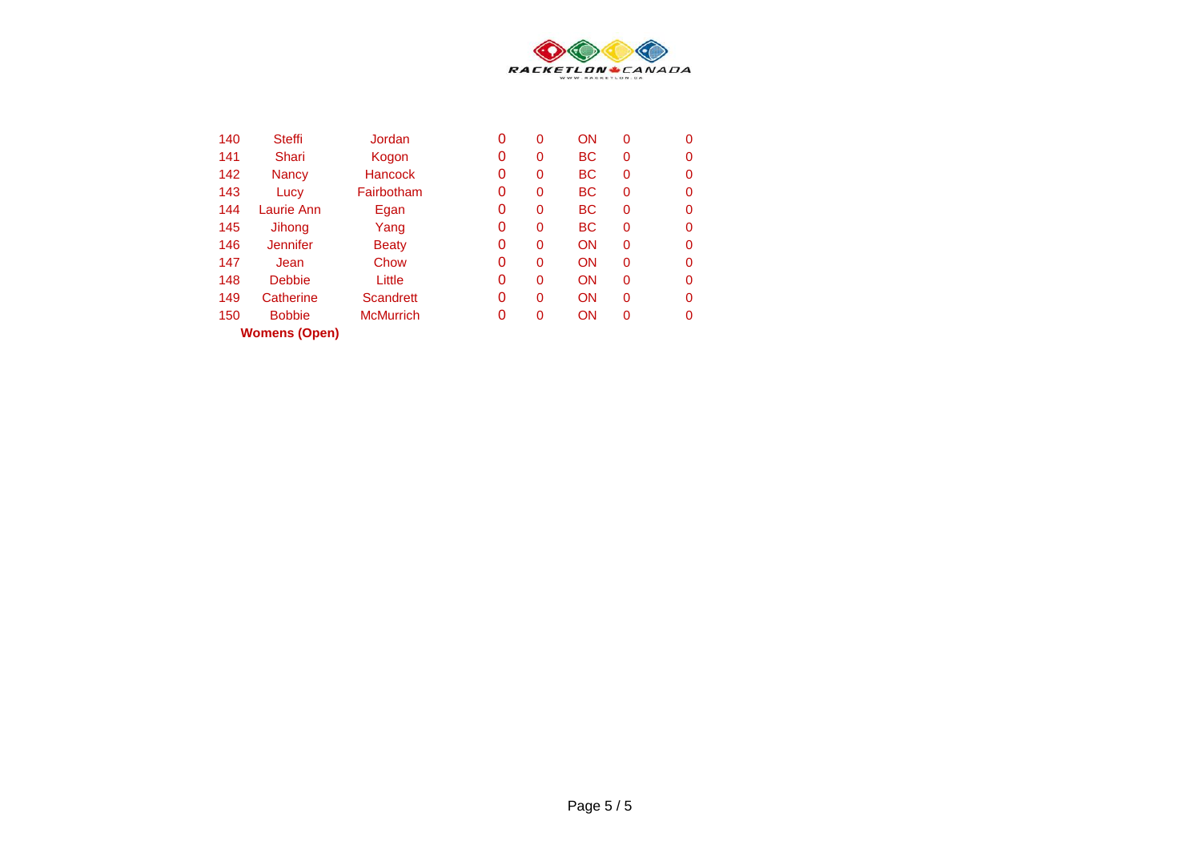| | | | | | | | |
|---|---|---|---|---|---|---|---|
| 140 | Steffi | Jordan | 0 | 0 | ON | 0 | 0 |
| 141 | Shari | Kogon | 0 | 0 | BC | 0 | 0 |
| 142 | Nancy | Hancock | 0 | 0 | BC | 0 | 0 |
| 143 | Lucy | Fairbotham | 0 | 0 | BC | 0 | 0 |
| 144 | Laurie Ann | Egan | 0 | 0 | BC | 0 | 0 |
| 145 | Jihong | Yang | 0 | 0 | BC | 0 | 0 |
| 146 | Jennifer | Beaty | 0 | 0 | ON | 0 | 0 |
| 147 | Jean | Chow | 0 | 0 | ON | 0 | 0 |
| 148 | Debbie | Little | 0 | 0 | ON | 0 | 0 |
| 149 | Catherine | Scandrett | 0 | 0 | ON | 0 | 0 |
| 150 | Bobbie | McMurrich | 0 | 0 | ON | 0 | 0 |

**Womens (Open)**